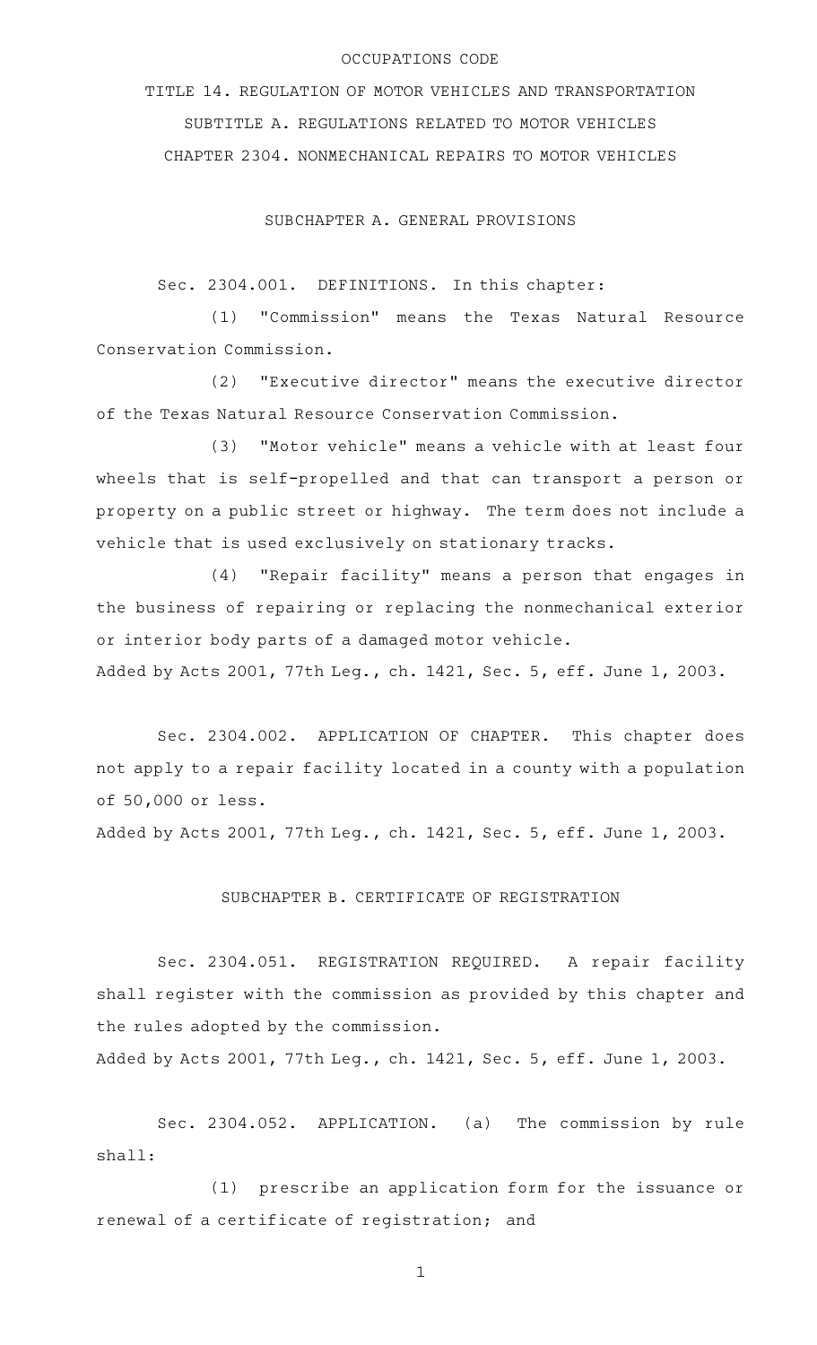# OCCUPATIONS CODE

## TITLE 14. REGULATION OF MOTOR VEHICLES AND TRANSPORTATION

## SUBTITLE A. REGULATIONS RELATED TO MOTOR VEHICLES

## CHAPTER 2304. NONMECHANICAL REPAIRS TO MOTOR VEHICLES

### SUBCHAPTER A. GENERAL PROVISIONS

Sec. 2304.001. DEFINITIONS. In this chapter:

(1) "Commission" means the Texas Natural Resource Conservation Commission.

(2) "Executive director" means the executive director of the Texas Natural Resource Conservation Commission.

(3) "Motor vehicle" means a vehicle with at least four wheels that is self-propelled and that can transport a person or property on a public street or highway. The term does not include a vehicle that is used exclusively on stationary tracks.

(4) "Repair facility" means a person that engages in the business of repairing or replacing the nonmechanical exterior or interior body parts of a damaged motor vehicle.

Added by Acts 2001, 77th Leg., ch. 1421, Sec. 5, eff. June 1, 2003.

Sec. 2304.002. APPLICATION OF CHAPTER. This chapter does not apply to a repair facility located in a county with a population of 50,000 or less.

Added by Acts 2001, 77th Leg., ch. 1421, Sec. 5, eff. June 1, 2003.

### SUBCHAPTER B. CERTIFICATE OF REGISTRATION

Sec. 2304.051. REGISTRATION REQUIRED. A repair facility shall register with the commission as provided by this chapter and the rules adopted by the commission.

Added by Acts 2001, 77th Leg., ch. 1421, Sec. 5, eff. June 1, 2003.

Sec. 2304.052. APPLICATION. (a) The commission by rule shall:

(1) prescribe an application form for the issuance or renewal of a certificate of registration; and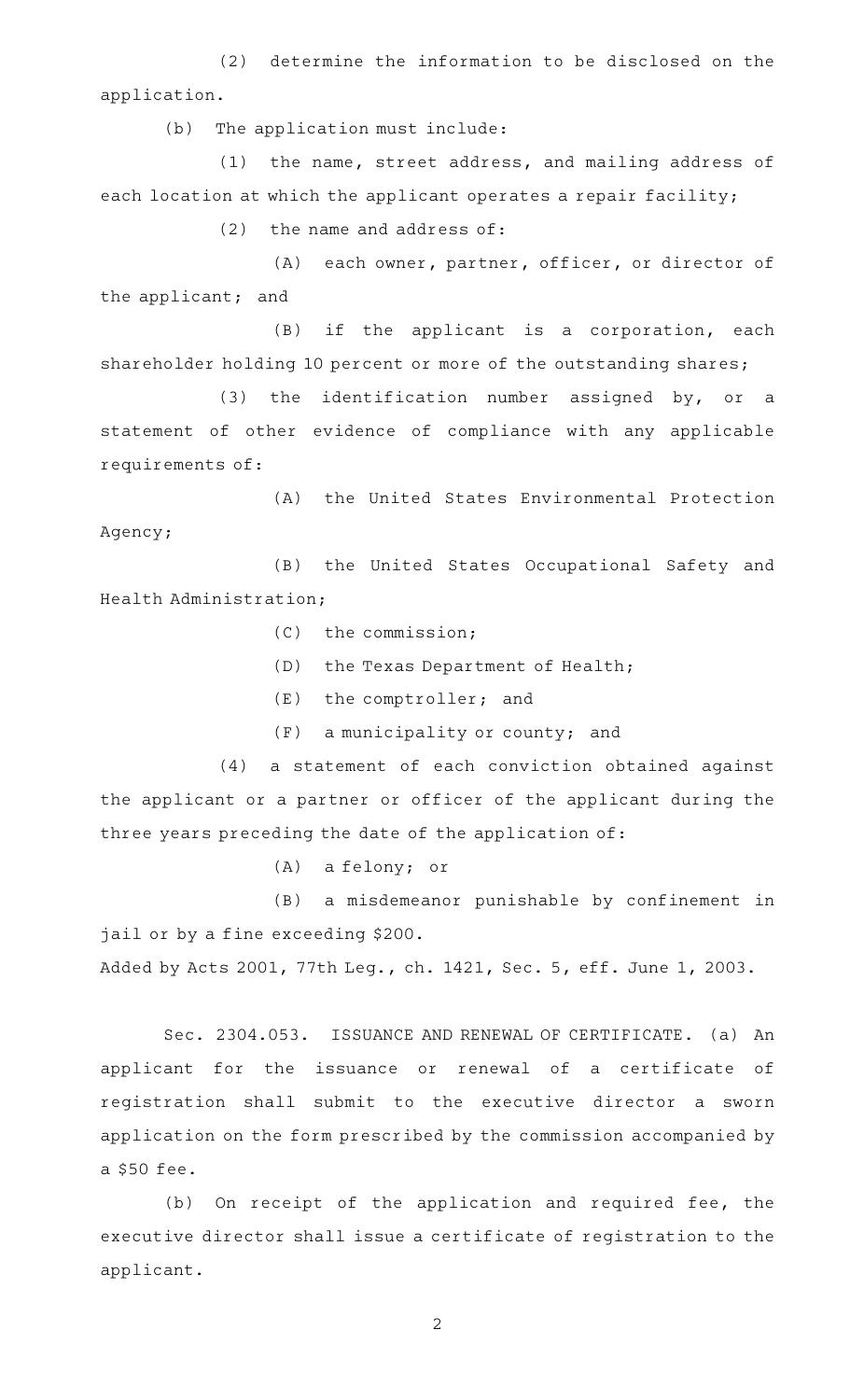(2) determine the information to be disclosed on the application.

(b) The application must include:

(1) the name, street address, and mailing address of each location at which the applicant operates a repair facility;

(2) the name and address of:

(A) each owner, partner, officer, or director of the applicant; and

(B) if the applicant is a corporation, each shareholder holding 10 percent or more of the outstanding shares;

(3) the identification number assigned by, or a statement of other evidence of compliance with any applicable requirements of:

(A) the United States Environmental Protection Agency;

(B) the United States Occupational Safety and Health Administration;

(C) the commission;

(D) the Texas Department of Health;

(E) the comptroller; and

(F) a municipality or county; and

(4) a statement of each conviction obtained against the applicant or a partner or officer of the applicant during the three years preceding the date of the application of:

(A) a felony; or

(B) a misdemeanor punishable by confinement in jail or by a fine exceeding $200.

Added by Acts 2001, 77th Leg., ch. 1421, Sec. 5, eff. June 1, 2003.

Sec. 2304.053. ISSUANCE AND RENEWAL OF CERTIFICATE. (a) An applicant for the issuance or renewal of a certificate of registration shall submit to the executive director a sworn application on the form prescribed by the commission accompanied by a $50 fee.

(b) On receipt of the application and required fee, the executive director shall issue a certificate of registration to the applicant.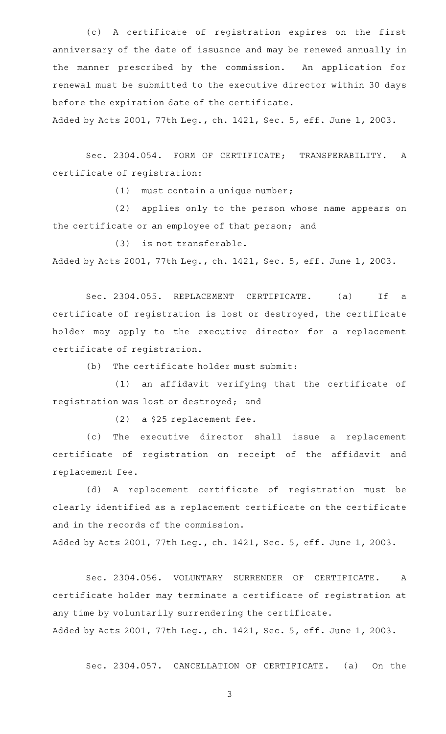(c) A certificate of registration expires on the first anniversary of the date of issuance and may be renewed annually in the manner prescribed by the commission. An application for renewal must be submitted to the executive director within 30 days before the expiration date of the certificate.

Added by Acts 2001, 77th Leg., ch. 1421, Sec. 5, eff. June 1, 2003.

Sec. 2304.054. FORM OF CERTIFICATE; TRANSFERABILITY. A certificate of registration:

(1) must contain a unique number;

(2) applies only to the person whose name appears on the certificate or an employee of that person; and

(3) is not transferable.

Added by Acts 2001, 77th Leg., ch. 1421, Sec. 5, eff. June 1, 2003.

Sec. 2304.055. REPLACEMENT CERTIFICATE. (a) If a certificate of registration is lost or destroyed, the certificate holder may apply to the executive director for a replacement certificate of registration.

(b) The certificate holder must submit:

(1) an affidavit verifying that the certificate of registration was lost or destroyed; and

(2) a $25 replacement fee.

(c) The executive director shall issue a replacement certificate of registration on receipt of the affidavit and replacement fee.

(d) A replacement certificate of registration must be clearly identified as a replacement certificate on the certificate and in the records of the commission.

Added by Acts 2001, 77th Leg., ch. 1421, Sec. 5, eff. June 1, 2003.

Sec. 2304.056. VOLUNTARY SURRENDER OF CERTIFICATE. A certificate holder may terminate a certificate of registration at any time by voluntarily surrendering the certificate.

Added by Acts 2001, 77th Leg., ch. 1421, Sec. 5, eff. June 1, 2003.

Sec. 2304.057. CANCELLATION OF CERTIFICATE. (a) On the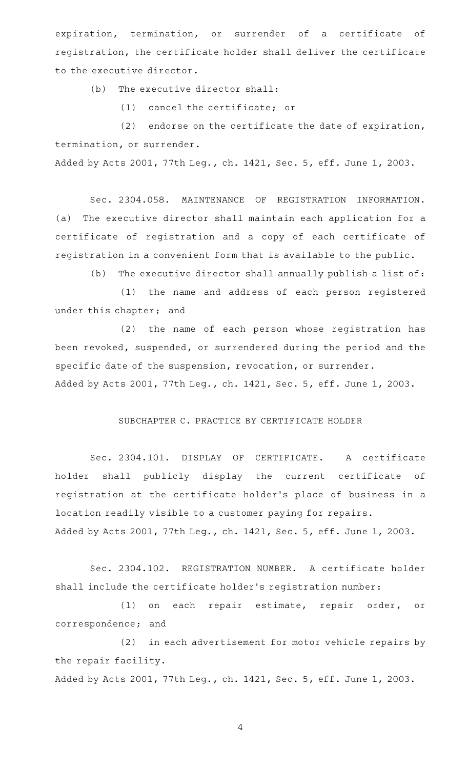expiration, termination, or surrender of a certificate of registration, the certificate holder shall deliver the certificate to the executive director.

(b) The executive director shall:

(1) cancel the certificate; or

(2) endorse on the certificate the date of expiration, termination, or surrender.

Added by Acts 2001, 77th Leg., ch. 1421, Sec. 5, eff. June 1, 2003.

Sec. 2304.058. MAINTENANCE OF REGISTRATION INFORMATION. (a) The executive director shall maintain each application for a certificate of registration and a copy of each certificate of registration in a convenient form that is available to the public.

(b) The executive director shall annually publish a list of:

(1) the name and address of each person registered under this chapter; and

(2) the name of each person whose registration has been revoked, suspended, or surrendered during the period and the specific date of the suspension, revocation, or surrender.

Added by Acts 2001, 77th Leg., ch. 1421, Sec. 5, eff. June 1, 2003.

## SUBCHAPTER C. PRACTICE BY CERTIFICATE HOLDER

Sec. 2304.101. DISPLAY OF CERTIFICATE. A certificate holder shall publicly display the current certificate of registration at the certificate holder's place of business in a location readily visible to a customer paying for repairs.

Added by Acts 2001, 77th Leg., ch. 1421, Sec. 5, eff. June 1, 2003.

Sec. 2304.102. REGISTRATION NUMBER. A certificate holder shall include the certificate holder's registration number:

(1) on each repair estimate, repair order, or correspondence; and

(2) in each advertisement for motor vehicle repairs by the repair facility.

Added by Acts 2001, 77th Leg., ch. 1421, Sec. 5, eff. June 1, 2003.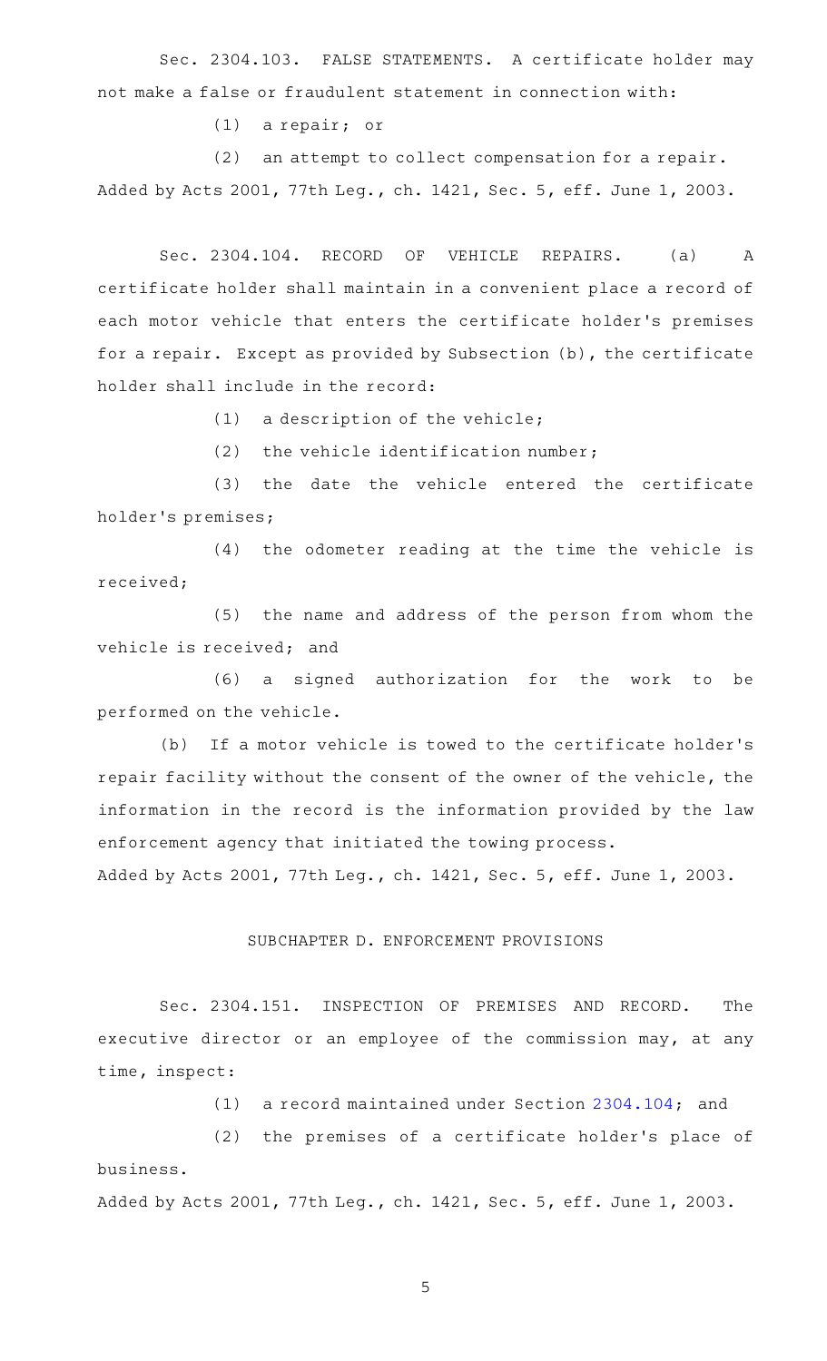Sec. 2304.103. FALSE STATEMENTS. A certificate holder may not make a false or fraudulent statement in connection with:

(1) a repair; or

(2) an attempt to collect compensation for a repair.

Added by Acts 2001, 77th Leg., ch. 1421, Sec. 5, eff. June 1, 2003.

Sec. 2304.104. RECORD OF VEHICLE REPAIRS. (a) A certificate holder shall maintain in a convenient place a record of each motor vehicle that enters the certificate holder's premises for a repair. Except as provided by Subsection (b), the certificate holder shall include in the record:

(1) a description of the vehicle;

(2) the vehicle identification number;

(3) the date the vehicle entered the certificate holder's premises;

(4) the odometer reading at the time the vehicle is received;

(5) the name and address of the person from whom the vehicle is received; and

(6) a signed authorization for the work to be performed on the vehicle.

(b) If a motor vehicle is towed to the certificate holder's repair facility without the consent of the owner of the vehicle, the information in the record is the information provided by the law enforcement agency that initiated the towing process.

Added by Acts 2001, 77th Leg., ch. 1421, Sec. 5, eff. June 1, 2003.

SUBCHAPTER D. ENFORCEMENT PROVISIONS

Sec. 2304.151. INSPECTION OF PREMISES AND RECORD. The executive director or an employee of the commission may, at any time, inspect:

(1) a record maintained under Section 2304.104; and

(2) the premises of a certificate holder's place of business.

Added by Acts 2001, 77th Leg., ch. 1421, Sec. 5, eff. June 1, 2003.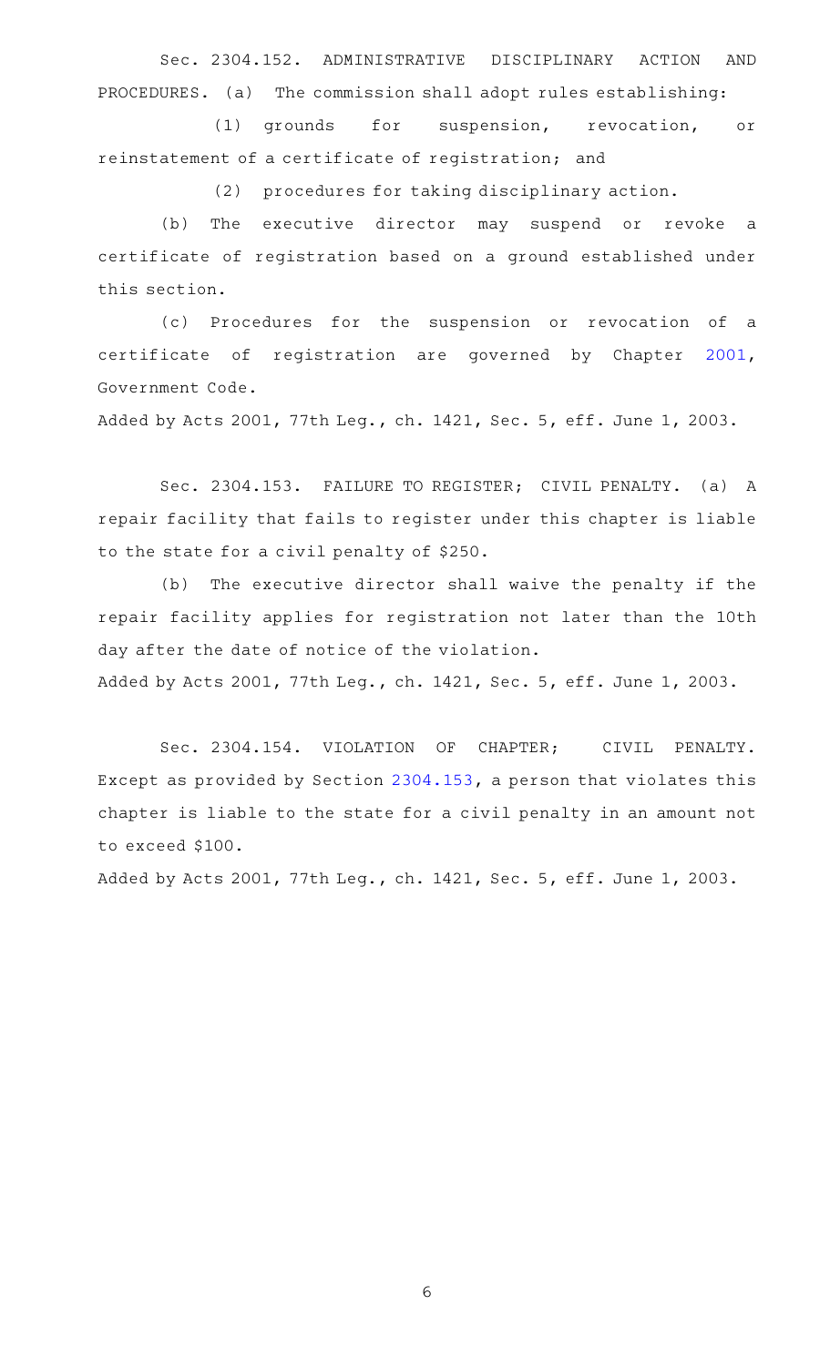Sec. 2304.152. ADMINISTRATIVE DISCIPLINARY ACTION AND PROCEDURES. (a) The commission shall adopt rules establishing:

(1) grounds for suspension, revocation, or reinstatement of a certificate of registration; and

(2) procedures for taking disciplinary action.

(b) The executive director may suspend or revoke a certificate of registration based on a ground established under this section.

(c) Procedures for the suspension or revocation of a certificate of registration are governed by Chapter 2001, Government Code.

Added by Acts 2001, 77th Leg., ch. 1421, Sec. 5, eff. June 1, 2003.

Sec. 2304.153. FAILURE TO REGISTER; CIVIL PENALTY. (a) A repair facility that fails to register under this chapter is liable to the state for a civil penalty of $250.

(b) The executive director shall waive the penalty if the repair facility applies for registration not later than the 10th day after the date of notice of the violation.

Added by Acts 2001, 77th Leg., ch. 1421, Sec. 5, eff. June 1, 2003.

Sec. 2304.154. VIOLATION OF CHAPTER; CIVIL PENALTY. Except as provided by Section 2304.153, a person that violates this chapter is liable to the state for a civil penalty in an amount not to exceed $100.

Added by Acts 2001, 77th Leg., ch. 1421, Sec. 5, eff. June 1, 2003.